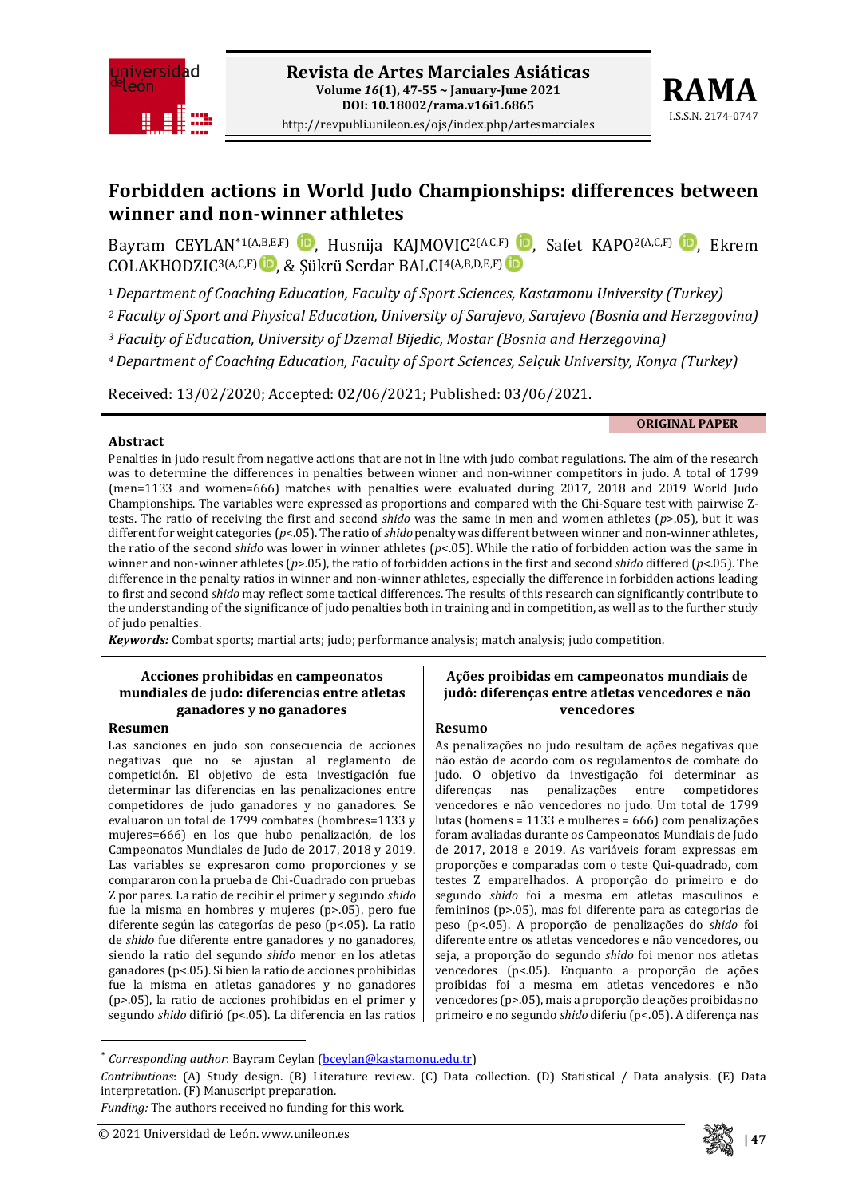# Forbidden actions in World Judo Championships: differences between winner and non-winner athletes

Bayram CEYLAN*[1(A,B,E,F)], Husnija KAJMOVIC[2(A,C,F)], Safet KAPO[2(A,C,F)], Ekrem COLAKHODZIC[3(A,C,F)], & Şükrü Serdar BALCI[4(A,B,D,E,F)]

[1] *Department of Coaching Education, Faculty of Sport Sciences, Kastamonu University (Turkey)*
[2] *Faculty of Sport and Physical Education, University of Sarajevo, Sarajevo (Bosnia and Herzegovina)*
[3] *Faculty of Education, University of Dzemal Bijedic, Mostar (Bosnia and Herzegovina)*
[4] *Department of Coaching Education, Faculty of Sport Sciences, Selçuk University, Konya (Turkey)*

Received: 13/02/2020; Accepted: 02/06/2021; Published: 03/06/2021.

**ORIGINAL PAPER**

## Abstract

Penalties in judo result from negative actions that are not in line with judo combat regulations. The aim of the research was to determine the differences in penalties between winner and non-winner competitors in judo. A total of 1799 (men=1133 and women=666) matches with penalties were evaluated during 2017, 2018 and 2019 World Judo Championships. The variables were expressed as proportions and compared with the Chi-Square test with pairwise Z-tests. The ratio of receiving the first and second *shido* was the same in men and women athletes ($p$>.05), but it was different for weight categories ($p$<.05). The ratio of *shido* penalty was different between winner and non-winner athletes, the ratio of the second *shido* was lower in winner athletes ($p$<.05). While the ratio of forbidden action was the same in winner and non-winner athletes ($p$>.05), the ratio of forbidden actions in the first and second *shido* differed ($p$<.05). The difference in the penalty ratios in winner and non-winner athletes, especially the difference in forbidden actions leading to first and second *shido* may reflect some tactical differences. The results of this research can significantly contribute to the understanding of the significance of judo penalties both in training and in competition, as well as to the further study of judo penalties.

***Keywords:*** Combat sports; martial arts; judo; performance analysis; match analysis; judo competition.

## Acciones prohibidas en campeonatos mundiales de judo: diferencias entre atletas ganadores y no ganadores

### Resumen

Las sanciones en judo son consecuencia de acciones negativas que no se ajustan al reglamento de competición. El objetivo de esta investigación fue determinar las diferencias en las penalizaciones entre competidores de judo ganadores y no ganadores. Se evaluaron un total de 1799 combates (hombres=1133 y mujeres=666) en los que hubo penalización, de los Campeonatos Mundiales de Judo de 2017, 2018 y 2019. Las variables se expresaron como proporciones y se compararon con la prueba de Chi-Cuadrado con pruebas Z por pares. La ratio de recibir el primer y segundo *shido* fue la misma en hombres y mujeres (p>.05), pero fue diferente según las categorías de peso (p<.05). La ratio de *shido* fue diferente entre ganadores y no ganadores, siendo la ratio del segundo *shido* menor en los atletas ganadores (p<.05). Si bien la ratio de acciones prohibidas fue la misma en atletas ganadores y no ganadores (p>.05), la ratio de acciones prohibidas en el primer y segundo *shido* difirió (p<.05). La diferencia en las ratios

## Ações proibidas em campeonatos mundiais de judô: diferenças entre atletas vencedores e não vencedores

### Resumo

As penalizações no judo resultam de ações negativas que não estão de acordo com os regulamentos de combate do judo. O objetivo da investigação foi determinar as diferenças nas penalizações entre competidores vencedores e não vencedores no judo. Um total de 1799 lutas (homens = 1133 e mulheres = 666) com penalizações foram avaliadas durante os Campeonatos Mundiais de Judo de 2017, 2018 e 2019. As variáveis foram expressas em proporções e comparadas com o teste Qui-quadrado, com testes Z emparelhados. A proporção do primeiro e do segundo *shido* foi a mesma em atletas masculinos e femininos (p>.05), mas foi diferente para as categorias de peso (p<.05). A proporção de penalizações do *shido* foi diferente entre atletas vencedores e não vencedores, ou seja, a proporção do segundo *shido* foi menor nos atletas vencedores (p<.05). Enquanto a proporção de ações proibidas foi a mesma em atletas vencedores e não vencedores (p>.05), mais a proporção de ações proibidas no primeiro e no segundo *shido* diferiu (p<.05). A diferença nas

---

\* *Corresponding author*: Bayram Ceylan (bceylan@kastamonu.edu.tr)

*Contributions*: (A) Study design. (B) Literature review. (C) Data collection. (D) Statistical / Data analysis. (E) Data interpretation. (F) Manuscript preparation.

*Funding:* The authors received no funding for this work.

© 2021 Universidad de León. www.unileon.es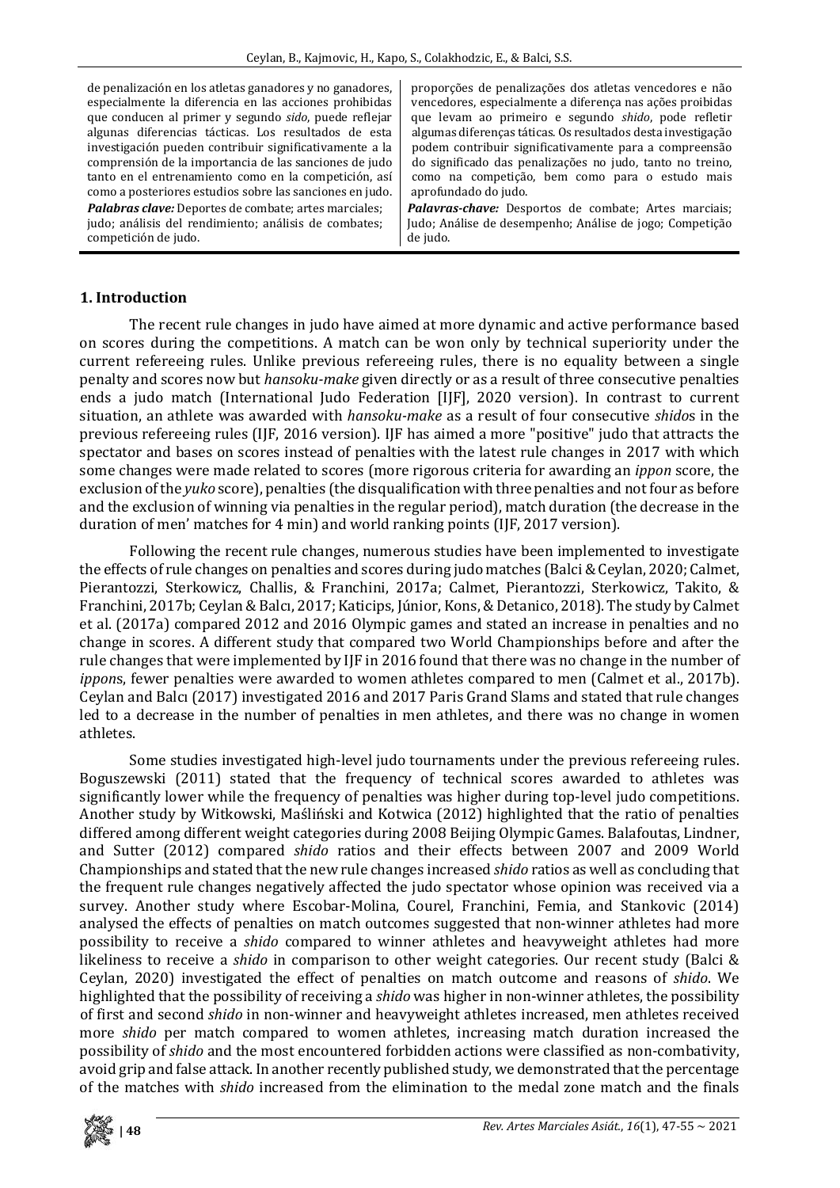de penalización en los atletas ganadores y no ganadores, especialmente la diferencia en las acciones prohibidas que conducen al primer y segundo *sido*, puede reflejar algunas diferencias tácticas. Los resultados de esta investigación pueden contribuir significativamente a la comprensión de la importancia de las sanciones de judo tanto en el entrenamiento como en la competición, así como a posteriores estudios sobre las sanciones en judo.

***Palabras clave:*** Deportes de combate; artes marciales; judo; análisis del rendimiento; análisis de combates; competición de judo.

proporções de penalizações dos atletas vencedores e não vencedores, especialmente a diferença nas ações proibidas que levam ao primeiro e segundo *shido*, pode refletir algumas diferenças táticas. Os resultados desta investigação podem contribuir significativamente para a compreensão do significado das penalizações no judo, tanto no treino, como na competição, bem como para o estudo mais aprofundado do judo.

***Palavras-chave:*** Desportos de combate; Artes marciais; Judo; Análise de desempenho; Análise de jogo; Competição de judo.

## 1. Introduction

The recent rule changes in judo have aimed at more dynamic and active performance based on scores during the competitions. A match can be won only by technical superiority under the current refereeing rules. Unlike previous refereeing rules, there is no equality between a single penalty and scores now but *hansoku-make* given directly or as a result of three consecutive penalties ends a judo match (International Judo Federation [IJF], 2020 version). In contrast to current situation, an athlete was awarded with *hansoku-make* as a result of four consecutive *shido*s in the previous refereeing rules (IJF, 2016 version). IJF has aimed a more "positive" judo that attracts the spectator and bases on scores instead of penalties with the latest rule changes in 2017 with which some changes were made related to scores (more rigorous criteria for awarding an *ippon* score, the exclusion of the *yuko* score), penalties (the disqualification with three penalties and not four as before and the exclusion of winning via penalties in the regular period), match duration (the decrease in the duration of men' matches for 4 min) and world ranking points (IJF, 2017 version).

Following the recent rule changes, numerous studies have been implemented to investigate the effects of rule changes on penalties and scores during judo matches (Balci & Ceylan, 2020; Calmet, Pierantozzi, Sterkowicz, Challis, & Franchini, 2017a; Calmet, Pierantozzi, Sterkowicz, Takito, & Franchini, 2017b; Ceylan & Balcı, 2017; Katicips, Júnior, Kons, & Detanico, 2018). The study by Calmet et al. (2017a) compared 2012 and 2016 Olympic games and stated an increase in penalties and no change in scores. A different study that compared two World Championships before and after the rule changes that were implemented by IJF in 2016 found that there was no change in the number of *ippon*s, fewer penalties were awarded to women athletes compared to men (Calmet et al., 2017b). Ceylan and Balcı (2017) investigated 2016 and 2017 Paris Grand Slams and stated that rule changes led to a decrease in the number of penalties in men athletes, and there was no change in women athletes.

Some studies investigated high-level judo tournaments under the previous refereeing rules. Boguszewski (2011) stated that the frequency of technical scores awarded to athletes was significantly lower while the frequency of penalties was higher during top-level judo competitions. Another study by Witkowski, Maśliński and Kotwica (2012) highlighted that the ratio of penalties differed among different weight categories during 2008 Beijing Olympic Games. Balafoutas, Lindner, and Sutter (2012) compared *shido* ratios and their effects between 2007 and 2009 World Championships and stated that the new rule changes increased *shido* ratios as well as concluding that the frequent rule changes negatively affected the judo spectator whose opinion was received via a survey. Another study where Escobar-Molina, Courel, Franchini, Femia, and Stankovic (2014) analysed the effects of penalties on match outcomes suggested that non-winner athletes had more possibility to receive a *shido* compared to winner athletes and heavyweight athletes had more likeliness to receive a *shido* in comparison to other weight categories. Our recent study (Balci & Ceylan, 2020) investigated the effect of penalties on match outcome and reasons of *shido*. We highlighted that the possibility of receiving a *shido* was higher in non-winner athletes, the possibility of first and second *shido* in non-winner and heavyweight athletes increased, men athletes received more *shido* per match compared to women athletes, increasing match duration increased the possibility of *shido* and the most encountered forbidden actions were classified as non-combativity, avoid grip and false attack. In another recently published study, we demonstrated that the percentage of the matches with *shido* increased from the elimination to the medal zone match and the finals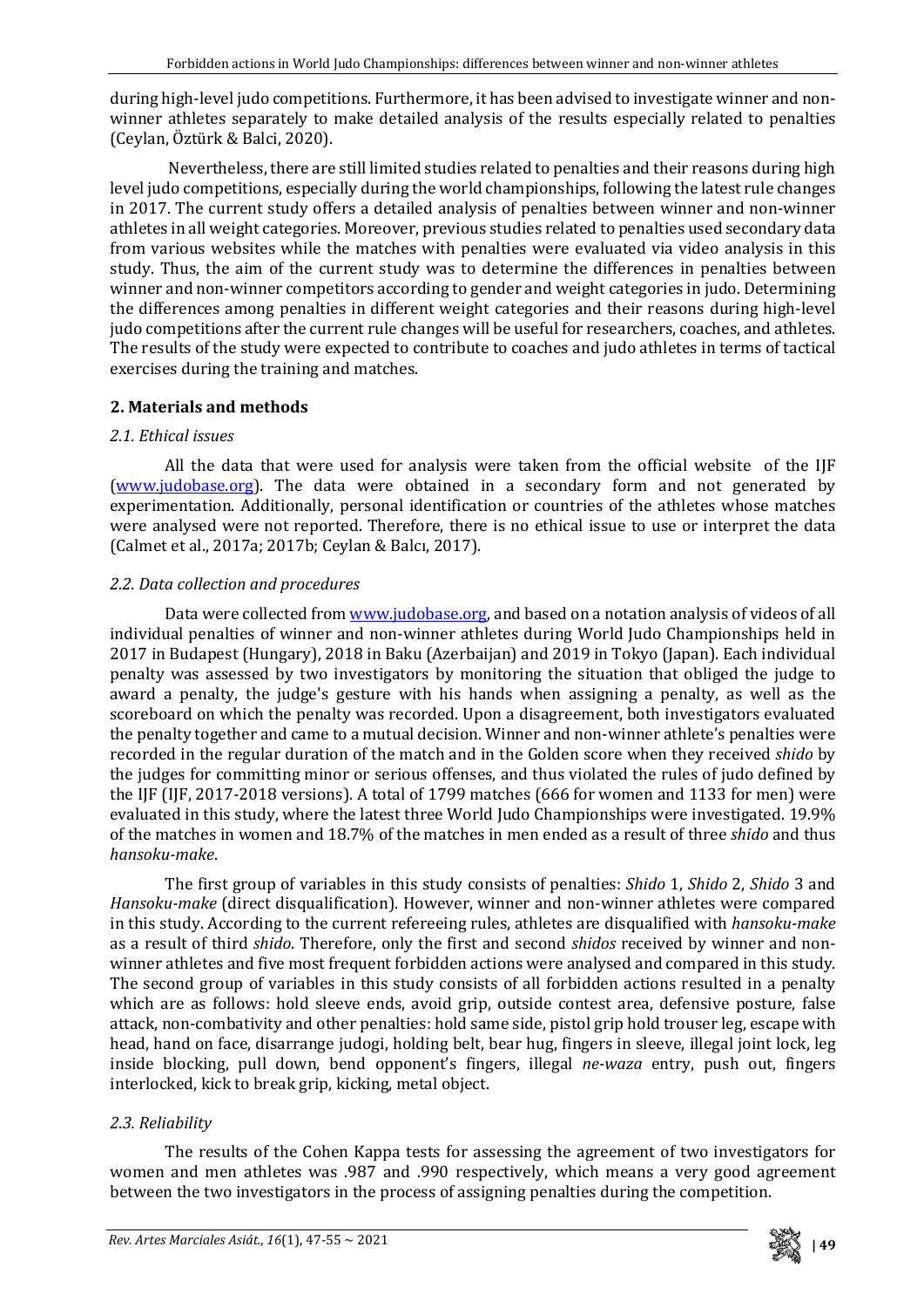during high-level judo competitions. Furthermore, it has been advised to investigate winner and non-winner athletes separately to make detailed analysis of the results especially related to penalties (Ceylan, Öztürk & Balci, 2020).

Nevertheless, there are still limited studies related to penalties and their reasons during high level judo competitions, especially during the world championships, following the latest rule changes in 2017. The current study offers a detailed analysis of penalties between winner and non-winner athletes in all weight categories. Moreover, previous studies related to penalties used secondary data from various websites while the matches with penalties were evaluated via video analysis in this study. Thus, the aim of the current study was to determine the differences in penalties between winner and non-winner competitors according to gender and weight categories in judo. Determining the differences among penalties in different weight categories and their reasons during high-level judo competitions after the current rule changes will be useful for researchers, coaches, and athletes. The results of the study were expected to contribute to coaches and judo athletes in terms of tactical exercises during the training and matches.

## 2. Materials and methods

### *2.1. Ethical issues*

All the data that were used for analysis were taken from the official website of the IJF (www.judobase.org). The data were obtained in a secondary form and not generated by experimentation. Additionally, personal identification or countries of the athletes whose matches were analysed were not reported. Therefore, there is no ethical issue to use or interpret the data (Calmet et al., 2017a; 2017b; Ceylan & Balcı, 2017).

### *2.2. Data collection and procedures*

Data were collected from www.judobase.org, and based on a notation analysis of videos of all individual penalties of winner and non-winner athletes during World Judo Championships held in 2017 in Budapest (Hungary), 2018 in Baku (Azerbaijan) and 2019 in Tokyo (Japan). Each individual penalty was assessed by two investigators by monitoring the situation that obliged the judge to award a penalty, the judge's gesture with his hands when assigning a penalty, as well as the scoreboard on which the penalty was recorded. Upon a disagreement, both investigators evaluated the penalty together and came to a mutual decision. Winner and non-winner athlete's penalties were recorded in the regular duration of the match and in the Golden score when they received *shido* by the judges for committing minor or serious offenses, and thus violated the rules of judo defined by the IJF (IJF, 2017-2018 versions). A total of 1799 matches (666 for women and 1133 for men) were evaluated in this study, where the latest three World Judo Championships were investigated. 19.9% of the matches in women and 18.7% of the matches in men ended as a result of three *shido* and thus *hansoku-make*.

The first group of variables in this study consists of penalties: *Shido* 1, *Shido* 2, *Shido* 3 and *Hansoku-make* (direct disqualification). However, winner and non-winner athletes were compared in this study. According to the current refereeing rules, athletes are disqualified with *hansoku-make* as a result of third *shido*. Therefore, only the first and second *shidos* received by winner and non-winner athletes and five most frequent forbidden actions were analysed and compared in this study. The second group of variables in this study consists of all forbidden actions resulted in a penalty which are as follows: hold sleeve ends, avoid grip, outside contest area, defensive posture, false attack, non-combativity and other penalties: hold same side, pistol grip hold trouser leg, escape with head, hand on face, disarrange judogi, holding belt, bear hug, fingers in sleeve, illegal joint lock, leg inside blocking, pull down, bend opponent's fingers, illegal *ne-waza* entry, push out, fingers interlocked, kick to break grip, kicking, metal object.

### *2.3. Reliability*

The results of the Cohen Kappa tests for assessing the agreement of two investigators for women and men athletes was .987 and .990 respectively, which means a very good agreement between the two investigators in the process of assigning penalties during the competition.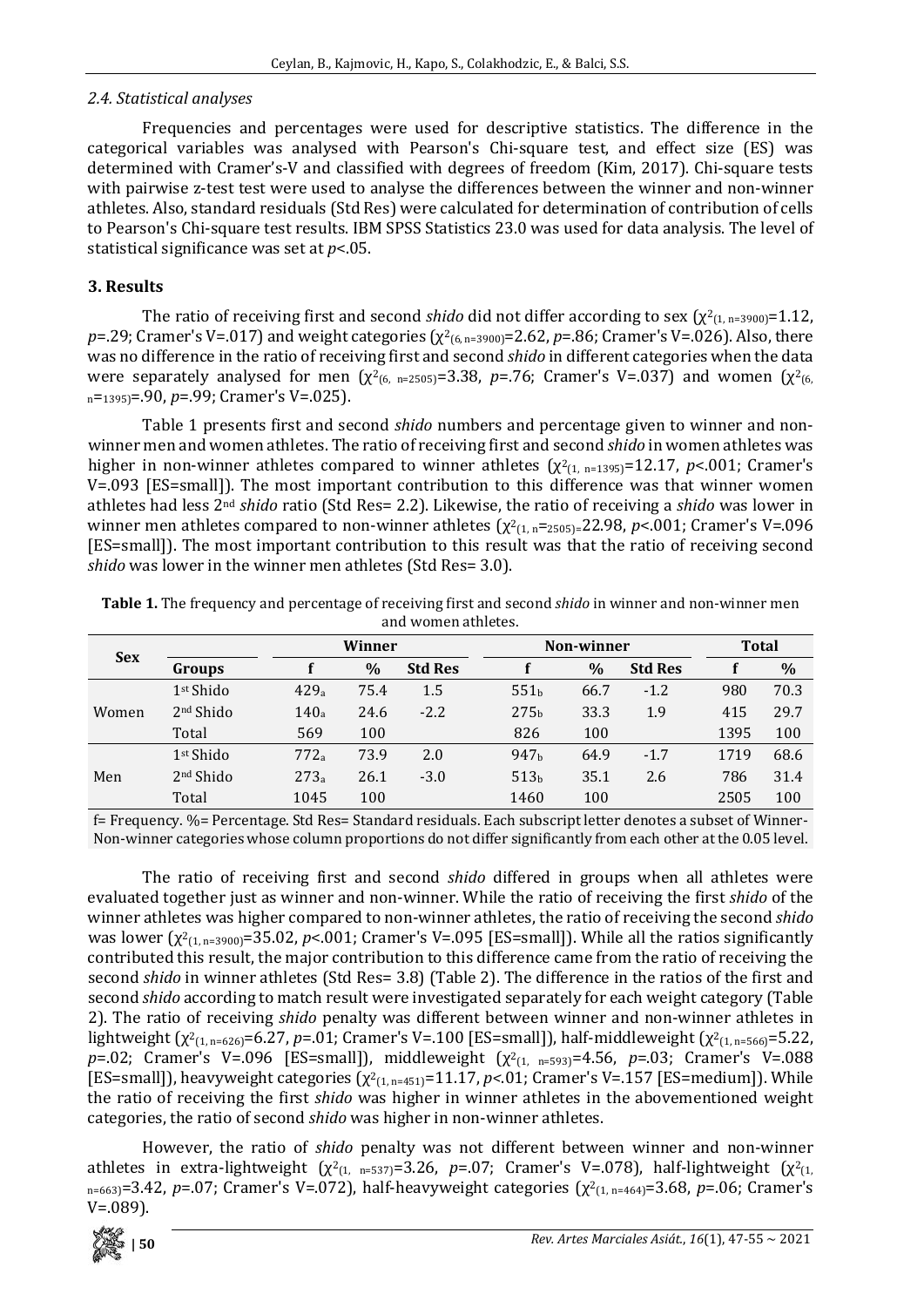### 2.4. Statistical analyses

Frequencies and percentages were used for descriptive statistics. The difference in the categorical variables was analysed with Pearson's Chi-square test, and effect size (ES) was determined with Cramer's-V and classified with degrees of freedom (Kim, 2017). Chi-square tests with pairwise z-test test were used to analyse the differences between the winner and non-winner athletes. Also, standard residuals (Std Res) were calculated for determination of contribution of cells to Pearson's Chi-square test results. IBM SPSS Statistics 23.0 was used for data analysis. The level of statistical significance was set at $p$<.05.

## 3. Results

The ratio of receiving first and second *shido* did not differ according to sex ($\chi^2_{(1, n=3900)}$=1.12, $p$=.29; Cramer's V=.017) and weight categories ($\chi^2_{(6, n=3900)}$=2.62, $p$=.86; Cramer's V=.026). Also, there was no difference in the ratio of receiving first and second *shido* in different categories when the data were separately analysed for men ($\chi^2_{(6, n=2505)}$=3.38, $p$=.76; Cramer's V=.037) and women ($\chi^2_{(6, n=1395)}$=.90, $p$=.99; Cramer's V=.025).

Table 1 presents first and second *shido* numbers and percentage given to winner and non-winner men and women athletes. The ratio of receiving first and second *shido* in women athletes was higher in non-winner athletes compared to winner athletes ($\chi^2_{(1, n=1395)}$=12.17, $p$<.001; Cramer's V=.093 [ES=small]). The most important contribution to this difference was that winner women athletes had less 2nd *shido* ratio (Std Res= 2.2). Likewise, the ratio of receiving a *shido* was lower in winner men athletes compared to non-winner athletes ($\chi^2_{(1, n=2505)}$=22.98, $p$<.001; Cramer's V=.096 [ES=small]). The most important contribution to this result was that the ratio of receiving second *shido* was lower in the winner men athletes (Std Res= 3.0).

**Table 1.** The frequency and percentage of receiving first and second *shido* in winner and non-winner men and women athletes.

| Sex | Groups | Winner | | | Non-winner | | | Total | |
|---|---|---|---|---|---|---|---|---|---|
| | | f | % | Std Res | f | % | Std Res | f | % |
| Women | 1st Shido | $429_a$ | 75.4 | 1.5 | $551_b$ | 66.7 | -1.2 | 980 | 70.3 |
| | 2nd Shido | $140_a$ | 24.6 | -2.2 | $275_b$ | 33.3 | 1.9 | 415 | 29.7 |
| | Total | 569 | 100 | | 826 | 100 | | 1395 | 100 |
| Men | 1st Shido | $772_a$ | 73.9 | 2.0 | $947_b$ | 64.9 | -1.7 | 1719 | 68.6 |
| | 2nd Shido | $273_a$ | 26.1 | -3.0 | $513_b$ | 35.1 | 2.6 | 786 | 31.4 |
| | Total | 1045 | 100 | | 1460 | 100 | | 2505 | 100 |

f= Frequency. %= Percentage. Std Res= Standard residuals. Each subscript letter denotes a subset of Winner-Non-winner categories whose column proportions do not differ significantly from each other at the 0.05 level.

The ratio of receiving first and second *shido* differed in groups when all athletes were evaluated together just as winner and non-winner. While the ratio of receiving the first *shido* of the winner athletes was higher compared to non-winner athletes, the ratio of receiving the second *shido* was lower ($\chi^2_{(1, n=3900)}$=35.02, $p$<.001; Cramer's V=.095 [ES=small]). While all the ratios significantly contributed this result, the major contribution to this difference came from the ratio of receiving the second *shido* in winner athletes (Std Res= 3.8) (Table 2). The difference in the ratios of the first and second *shido* according to match result were investigated separately for each weight category (Table 2). The ratio of receiving *shido* penalty was different between winner and non-winner athletes in lightweight ($\chi^2_{(1, n=626)}$=6.27, $p$=.01; Cramer's V=.100 [ES=small]), half-middleweight ($\chi^2_{(1, n=566)}$=5.22, $p$=.02; Cramer's V=.096 [ES=small]), middleweight ($\chi^2_{(1, n=593)}$=4.56, $p$=.03; Cramer's V=.088 [ES=small]), heavyweight categories ($\chi^2_{(1, n=451)}$=11.17, $p$<.01; Cramer's V=.157 [ES=medium]). While the ratio of receiving the first *shido* was higher in winner athletes in the abovementioned weight categories, the ratio of second *shido* was higher in non-winner athletes.

However, the ratio of *shido* penalty was not different between winner and non-winner athletes in extra-lightweight ($\chi^2_{(1, n=537)}$=3.26, $p$=.07; Cramer's V=.078), half-lightweight ($\chi^2_{(1, n=663)}$=3.42, $p$=.07; Cramer's V=.072), half-heavyweight categories ($\chi^2_{(1, n=464)}$=3.68, $p$=.06; Cramer's V=.089).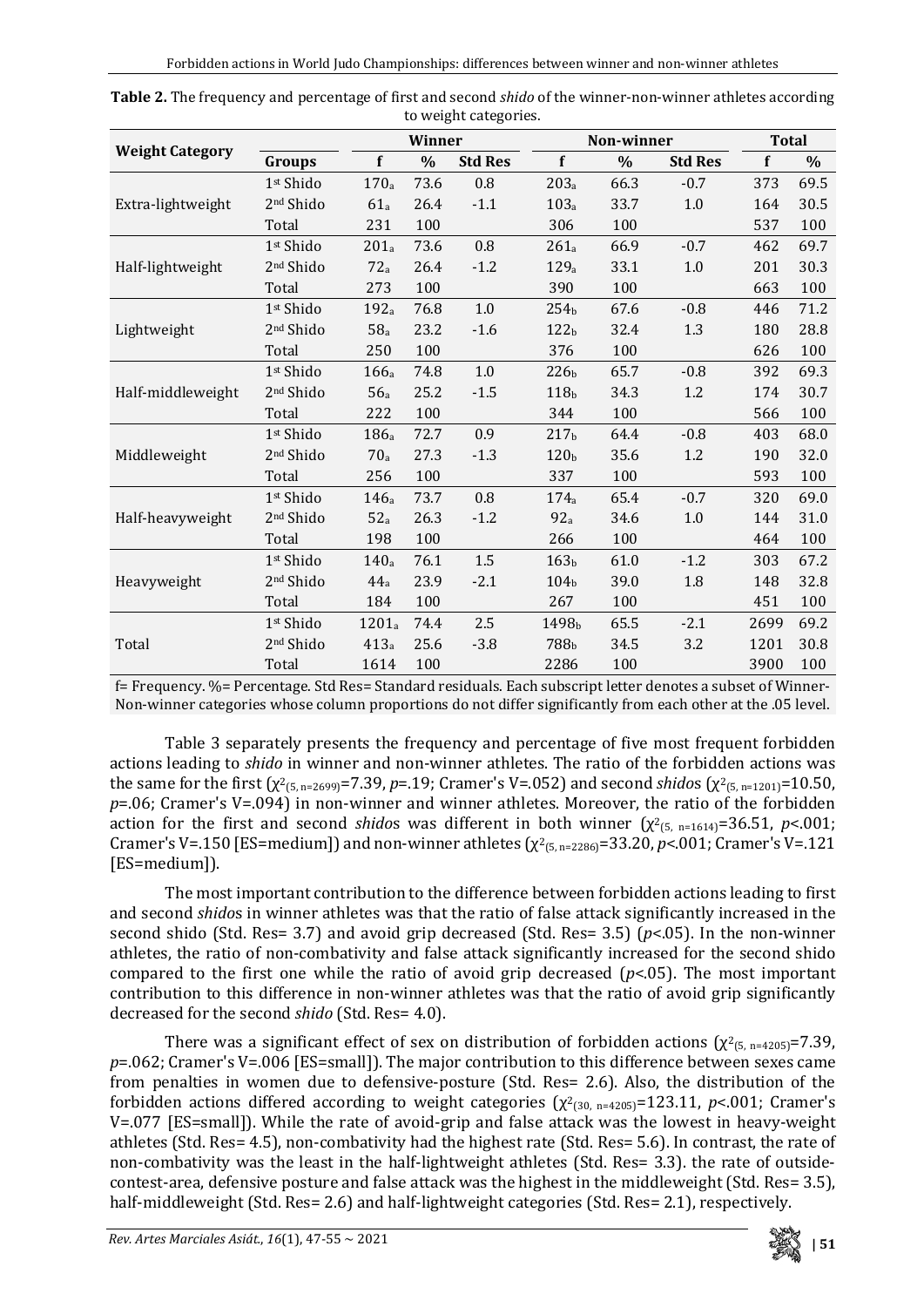**Table 2.** The frequency and percentage of first and second *shido* of the winner-non-winner athletes according to weight categories.

| Weight Category | Groups | Winner | | | Non-winner | | | Total | |
|---|---|---|---|---|---|---|---|---|---|
| | | f | % | Std Res | f | % | Std Res | f | % |
| Extra-lightweight | 1st Shido | $170_a$ | 73.6 | 0.8 | $203_a$ | 66.3 | -0.7 | 373 | 69.5 |
| | 2nd Shido | $61_a$ | 26.4 | -1.1 | $103_a$ | 33.7 | 1.0 | 164 | 30.5 |
| | Total | 231 | 100 | | 306 | 100 | | 537 | 100 |
| Half-lightweight | 1st Shido | $201_a$ | 73.6 | 0.8 | $261_a$ | 66.9 | -0.7 | 462 | 69.7 |
| | 2nd Shido | $72_a$ | 26.4 | -1.2 | $129_a$ | 33.1 | 1.0 | 201 | 30.3 |
| | Total | 273 | 100 | | 390 | 100 | | 663 | 100 |
| Lightweight | 1st Shido | $192_a$ | 76.8 | 1.0 | $254_b$ | 67.6 | -0.8 | 446 | 71.2 |
| | 2nd Shido | $58_a$ | 23.2 | -1.6 | $122_b$ | 32.4 | 1.3 | 180 | 28.8 |
| | Total | 250 | 100 | | 376 | 100 | | 626 | 100 |
| Half-middleweight | 1st Shido | $166_a$ | 74.8 | 1.0 | $226_b$ | 65.7 | -0.8 | 392 | 69.3 |
| | 2nd Shido | $56_a$ | 25.2 | -1.5 | $118_b$ | 34.3 | 1.2 | 174 | 30.7 |
| | Total | 222 | 100 | | 344 | 100 | | 566 | 100 |
| Middleweight | 1st Shido | $186_a$ | 72.7 | 0.9 | $217_b$ | 64.4 | -0.8 | 403 | 68.0 |
| | 2nd Shido | $70_a$ | 27.3 | -1.3 | $120_b$ | 35.6 | 1.2 | 190 | 32.0 |
| | Total | 256 | 100 | | 337 | 100 | | 593 | 100 |
| Half-heavyweight | 1st Shido | $146_a$ | 73.7 | 0.8 | $174_a$ | 65.4 | -0.7 | 320 | 69.0 |
| | 2nd Shido | $52_a$ | 26.3 | -1.2 | $92_a$ | 34.6 | 1.0 | 144 | 31.0 |
| | Total | 198 | 100 | | 266 | 100 | | 464 | 100 |
| Heavyweight | 1st Shido | $140_a$ | 76.1 | 1.5 | $163_b$ | 61.0 | -1.2 | 303 | 67.2 |
| | 2nd Shido | $44_a$ | 23.9 | -2.1 | $104_b$ | 39.0 | 1.8 | 148 | 32.8 |
| | Total | 184 | 100 | | 267 | 100 | | 451 | 100 |
| Total | 1st Shido | $1201_a$ | 74.4 | 2.5 | $1498_b$ | 65.5 | -2.1 | 2699 | 69.2 |
| | 2nd Shido | $413_a$ | 25.6 | -3.8 | $788_b$ | 34.5 | 3.2 | 1201 | 30.8 |
| | Total | 1614 | 100 | | 2286 | 100 | | 3900 | 100 |

f= Frequency. %= Percentage. Std Res= Standard residuals. Each subscript letter denotes a subset of Winner-Non-winner categories whose column proportions do not differ significantly from each other at the .05 level.

Table 3 separately presents the frequency and percentage of five most frequent forbidden actions leading to *shido* in winner and non-winner athletes. The ratio of the forbidden actions was the same for the first ($\chi^2_{(5,\ n=2699)}$=7.39, *p*=.19; Cramer's V=.052) and second *shidos* ($\chi^2_{(5,\ n=1201)}$=10.50, *p*=.06; Cramer's V=.094) in non-winner and winner athletes. Moreover, the ratio of the forbidden action for the first and second *shido*s was different in both winner ($\chi^2_{(5,\ n=1614)}$=36.51, *p*<.001; Cramer's V=.150 [ES=medium]) and non-winner athletes ($\chi^2_{(5,\ n=2286)}$=33.20, *p*<.001; Cramer's V=.121 [ES=medium]).

The most important contribution to the difference between forbidden actions leading to first and second *shido*s in winner athletes was that the ratio of false attack significantly increased in the second shido (Std. Res= 3.7) and avoid grip decreased (Std. Res= 3.5) (*p*<.05). In the non-winner athletes, the ratio of non-combativity and false attack significantly increased for the second shido compared to the first one while the ratio of avoid grip decreased (*p*<.05). The most important contribution to this difference in non-winner athletes was that the ratio of avoid grip significantly decreased for the second *shido* (Std. Res= 4.0).

There was a significant effect of sex on distribution of forbidden actions ($\chi^2_{(5,\ n=4205)}$=7.39, *p*=.062; Cramer's V=.006 [ES=small]). The major contribution to this difference between sexes came from penalties in women due to defensive-posture (Std. Res= 2.6). Also, the distribution of the forbidden actions differed according to weight categories ($\chi^2_{(30,\ n=4205)}$=123.11, *p*<.001; Cramer's V=.077 [ES=small]). While the rate of avoid-grip and false attack was the lowest in heavy-weight athletes (Std. Res= 4.5), non-combativity had the highest rate (Std. Res= 5.6). In contrast, the rate of non-combativity was the least in the half-lightweight athletes (Std. Res= 3.3). the rate of outside-contest-area, defensive posture and false attack was the highest in the middleweight (Std. Res= 3.5), half-middleweight (Std. Res= 2.6) and half-lightweight categories (Std. Res= 2.1), respectively.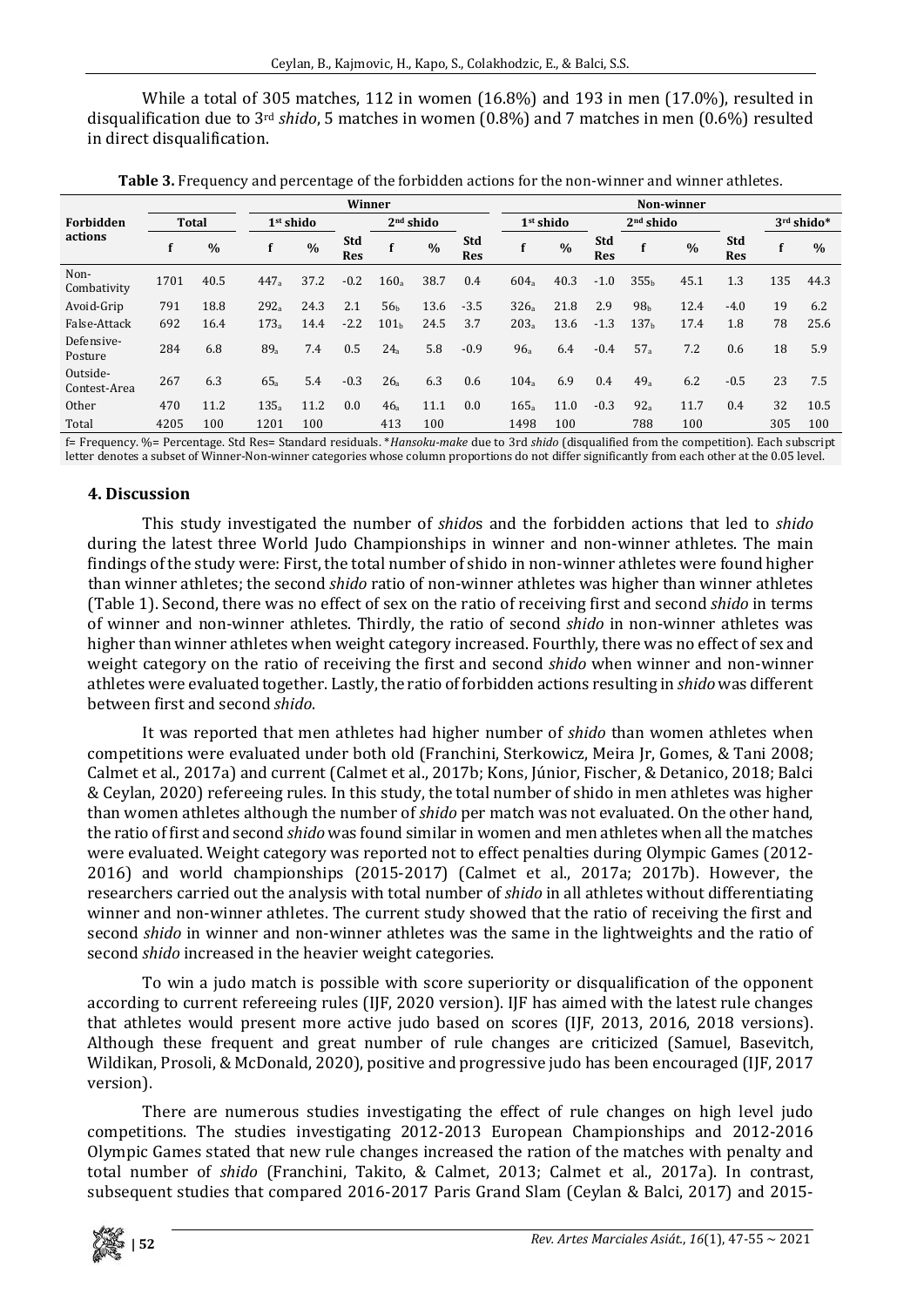While a total of 305 matches, 112 in women (16.8%) and 193 in men (17.0%), resulted in disqualification due to 3rd *shido*, 5 matches in women (0.8%) and 7 matches in men (0.6%) resulted in direct disqualification.

**Table 3.** Frequency and percentage of the forbidden actions for the non-winner and winner athletes.

| Forbidden actions | Total | | Winner | | | | | | Non-winner | | | | | | | |
|---|---|---|---|---|---|---|---|---|---|---|---|---|---|---|---|---|
| | | | 1st shido | | | 2nd shido | | | 1st shido | | | 2nd shido | | | 3rd shido* | |
| | f | % | f | % | Std Res | f | % | Std Res | f | % | Std Res | f | % | Std Res | f | % |
| Non-Combativity | 1701 | 40.5 | $447_a$ | 37.2 | -0.2 | $160_a$ | 38.7 | 0.4 | $604_a$ | 40.3 | -1.0 | $355_b$ | 45.1 | 1.3 | 135 | 44.3 |
| Avoid-Grip | 791 | 18.8 | $292_a$ | 24.3 | 2.1 | $56_b$ | 13.6 | -3.5 | $326_a$ | 21.8 | 2.9 | $98_b$ | 12.4 | -4.0 | 19 | 6.2 |
| False-Attack | 692 | 16.4 | $173_a$ | 14.4 | -2.2 | $101_b$ | 24.5 | 3.7 | $203_a$ | 13.6 | -1.3 | $137_b$ | 17.4 | 1.8 | 78 | 25.6 |
| Defensive-Posture | 284 | 6.8 | $89_a$ | 7.4 | 0.5 | $24_a$ | 5.8 | -0.9 | $96_a$ | 6.4 | -0.4 | $57_a$ | 7.2 | 0.6 | 18 | 5.9 |
| Outside-Contest-Area | 267 | 6.3 | $65_a$ | 5.4 | -0.3 | $26_a$ | 6.3 | 0.6 | $104_a$ | 6.9 | 0.4 | $49_a$ | 6.2 | -0.5 | 23 | 7.5 |
| Other | 470 | 11.2 | $135_a$ | 11.2 | 0.0 | $46_a$ | 11.1 | 0.0 | $165_a$ | 11.0 | -0.3 | $92_a$ | 11.7 | 0.4 | 32 | 10.5 |
| Total | 4205 | 100 | 1201 | 100 | | 413 | 100 | | 1498 | 100 | | 788 | 100 | | 305 | 100 |

f= Frequency. %= Percentage. Std Res= Standard residuals. \**Hansoku-make* due to 3rd *shido* (disqualified from the competition). Each subscript letter denotes a subset of Winner-Non-winner categories whose column proportions do not differ significantly from each other at the 0.05 level.

## 4. Discussion

This study investigated the number of *shido*s and the forbidden actions that led to *shido* during the latest three World Judo Championships in winner and non-winner athletes. The main findings of the study were: First, the total number of shido in non-winner athletes were found higher than winner athletes; the second *shido* ratio of non-winner athletes was higher than winner athletes (Table 1). Second, there was no effect of sex on the ratio of receiving first and second *shido* in terms of winner and non-winner athletes. Thirdly, the ratio of second *shido* in non-winner athletes was higher than winner athletes when weight category increased. Fourthly, there was no effect of sex and weight category on the ratio of receiving the first and second *shido* when winner and non-winner athletes were evaluated together. Lastly, the ratio of forbidden actions resulting in *shido* was different between first and second *shido*.

It was reported that men athletes had higher number of *shido* than women athletes when competitions were evaluated under both old (Franchini, Sterkowicz, Meira Jr, Gomes, & Tani 2008; Calmet et al., 2017a) and current (Calmet et al., 2017b; Kons, Júnior, Fischer, & Detanico, 2018; Balci & Ceylan, 2020) refereeing rules. In this study, the total number of shido in men athletes was higher than women athletes although the number of *shido* per match was not evaluated. On the other hand, the ratio of first and second *shido* was found similar in women and men athletes when all the matches were evaluated. Weight category was reported not to effect penalties during Olympic Games (2012-2016) and world championships (2015-2017) (Calmet et al., 2017a; 2017b). However, the researchers carried out the analysis with total number of *shido* in all athletes without differentiating winner and non-winner athletes. The current study showed that the ratio of receiving the first and second *shido* in winner and non-winner athletes was the same in the lightweights and the ratio of second *shido* increased in the heavier weight categories.

To win a judo match is possible with score superiority or disqualification of the opponent according to current refereeing rules (IJF, 2020 version). IJF has aimed with the latest rule changes that athletes would present more active judo based on scores (IJF, 2013, 2016, 2018 versions). Although these frequent and great number of rule changes are criticized (Samuel, Basevitch, Wildikan, Prosoli, & McDonald, 2020), positive and progressive judo has been encouraged (IJF, 2017 version).

There are numerous studies investigating the effect of rule changes on high level judo competitions. The studies investigating 2012-2013 European Championships and 2012-2016 Olympic Games stated that new rule changes increased the ration of the matches with penalty and total number of *shido* (Franchini, Takito, & Calmet, 2013; Calmet et al., 2017a). In contrast, subsequent studies that compared 2016-2017 Paris Grand Slam (Ceylan & Balci, 2017) and 2015-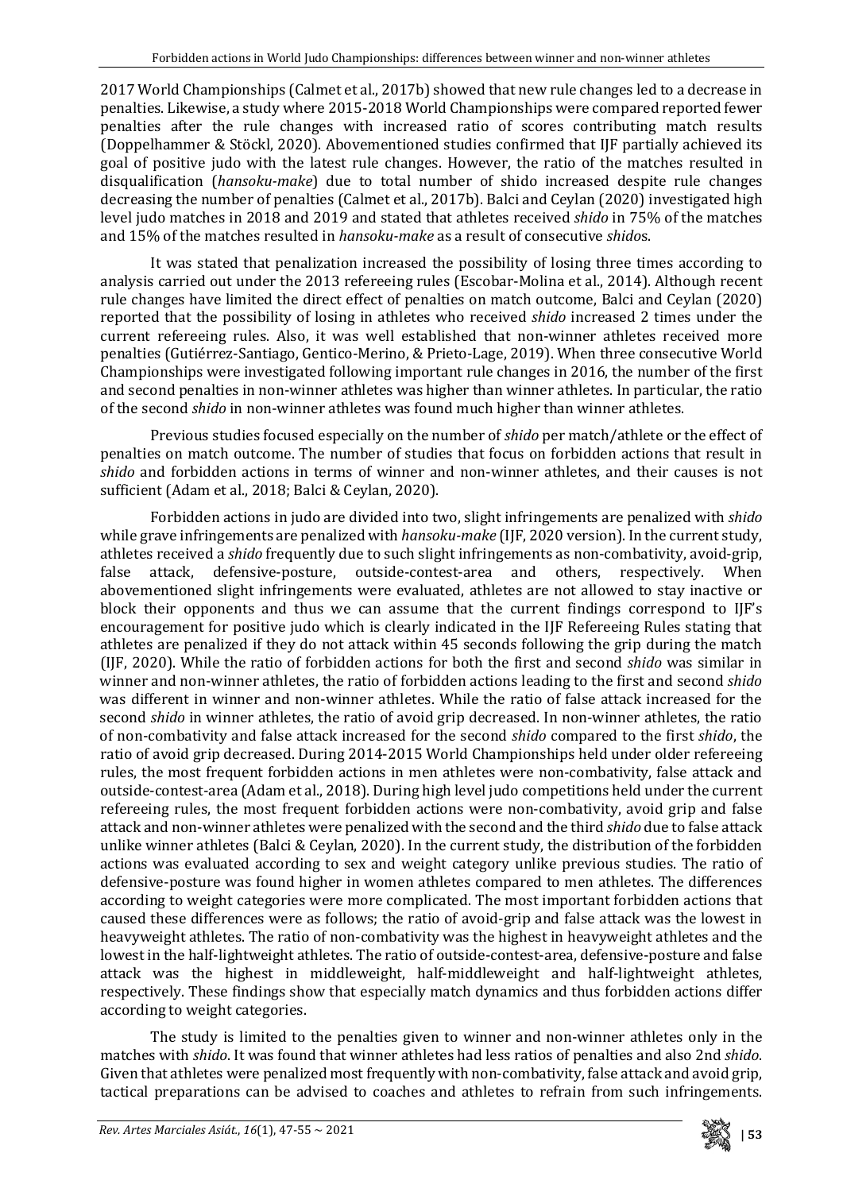2017 World Championships (Calmet et al., 2017b) showed that new rule changes led to a decrease in penalties. Likewise, a study where 2015-2018 World Championships were compared reported fewer penalties after the rule changes with increased ratio of scores contributing match results (Doppelhammer & Stöckl, 2020). Abovementioned studies confirmed that IJF partially achieved its goal of positive judo with the latest rule changes. However, the ratio of the matches resulted in disqualification (*hansoku-make*) due to total number of shido increased despite rule changes decreasing the number of penalties (Calmet et al., 2017b). Balci and Ceylan (2020) investigated high level judo matches in 2018 and 2019 and stated that athletes received *shido* in 75% of the matches and 15% of the matches resulted in *hansoku-make* as a result of consecutive *shido*s.

It was stated that penalization increased the possibility of losing three times according to analysis carried out under the 2013 refereeing rules (Escobar-Molina et al., 2014). Although recent rule changes have limited the direct effect of penalties on match outcome, Balci and Ceylan (2020) reported that the possibility of losing in athletes who received *shido* increased 2 times under the current refereeing rules. Also, it was well established that non-winner athletes received more penalties (Gutiérrez-Santiago, Gentico-Merino, & Prieto-Lage, 2019). When three consecutive World Championships were investigated following important rule changes in 2016, the number of the first and second penalties in non-winner athletes was higher than winner athletes. In particular, the ratio of the second *shido* in non-winner athletes was found much higher than winner athletes.

Previous studies focused especially on the number of *shido* per match/athlete or the effect of penalties on match outcome. The number of studies that focus on forbidden actions that result in *shido* and forbidden actions in terms of winner and non-winner athletes, and their causes is not sufficient (Adam et al., 2018; Balci & Ceylan, 2020).

Forbidden actions in judo are divided into two, slight infringements are penalized with *shido* while grave infringements are penalized with *hansoku-make* (IJF, 2020 version). In the current study, athletes received a *shido* frequently due to such slight infringements as non-combativity, avoid-grip, false attack, defensive-posture, outside-contest-area and others, respectively. When abovementioned slight infringements were evaluated, athletes are not allowed to stay inactive or block their opponents and thus we can assume that the current findings correspond to IJF's encouragement for positive judo which is clearly indicated in the IJF Refereeing Rules stating that athletes are penalized if they do not attack within 45 seconds following the grip during the match (IJF, 2020). While the ratio of forbidden actions for both the first and second *shido* was similar in winner and non-winner athletes, the ratio of forbidden actions leading to the first and second *shido* was different in winner and non-winner athletes. While the ratio of false attack increased for the second *shido* in winner athletes, the ratio of avoid grip decreased. In non-winner athletes, the ratio of non-combativity and false attack increased for the second *shido* compared to the first *shido*, the ratio of avoid grip decreased. During 2014-2015 World Championships held under older refereeing rules, the most frequent forbidden actions in men athletes were non-combativity, false attack and outside-contest-area (Adam et al., 2018). During high level judo competitions held under the current refereeing rules, the most frequent forbidden actions were non-combativity, avoid grip and false attack and non-winner athletes were penalized with the second and the third *shido* due to false attack unlike winner athletes (Balci & Ceylan, 2020). In the current study, the distribution of the forbidden actions was evaluated according to sex and weight category unlike previous studies. The ratio of defensive-posture was found higher in women athletes compared to men athletes. The differences according to weight categories were more complicated. The most important forbidden actions that caused these differences were as follows; the ratio of avoid-grip and false attack was the lowest in heavyweight athletes. The ratio of non-combativity was the highest in heavyweight athletes and the lowest in the half-lightweight athletes. The ratio of outside-contest-area, defensive-posture and false attack was the highest in middleweight, half-middleweight and half-lightweight athletes, respectively. These findings show that especially match dynamics and thus forbidden actions differ according to weight categories.

The study is limited to the penalties given to winner and non-winner athletes only in the matches with *shido*. It was found that winner athletes had less ratios of penalties and also 2nd *shido*. Given that athletes were penalized most frequently with non-combativity, false attack and avoid grip, tactical preparations can be advised to coaches and athletes to refrain from such infringements.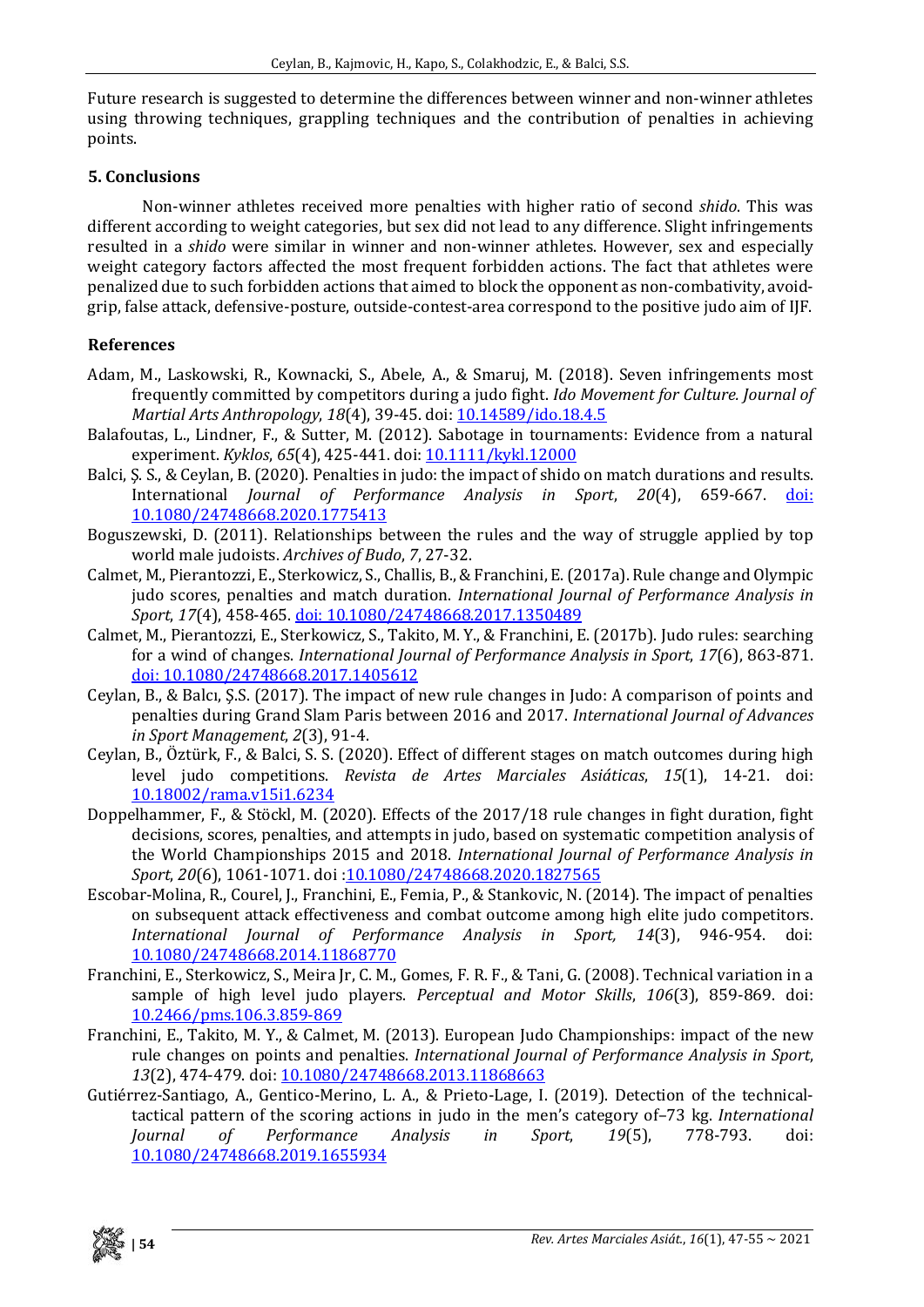Future research is suggested to determine the differences between winner and non-winner athletes using throwing techniques, grappling techniques and the contribution of penalties in achieving points.

## 5. Conclusions

Non-winner athletes received more penalties with higher ratio of second *shido*. This was different according to weight categories, but sex did not lead to any difference. Slight infringements resulted in a *shido* were similar in winner and non-winner athletes. However, sex and especially weight category factors affected the most frequent forbidden actions. The fact that athletes were penalized due to such forbidden actions that aimed to block the opponent as non-combativity, avoid-grip, false attack, defensive-posture, outside-contest-area correspond to the positive judo aim of IJF.

## References

Adam, M., Laskowski, R., Kownacki, S., Abele, A., & Smaruj, M. (2018). Seven infringements most frequently committed by competitors during a judo fight. *Ido Movement for Culture. Journal of Martial Arts Anthropology*, *18*(4), 39-45. doi: 10.14589/ido.18.4.5

Balafoutas, L., Lindner, F., & Sutter, M. (2012). Sabotage in tournaments: Evidence from a natural experiment. *Kyklos*, *65*(4), 425-441. doi: 10.1111/kykl.12000

Balci, Ş. S., & Ceylan, B. (2020). Penalties in judo: the impact of shido on match durations and results. International *Journal of Performance Analysis in Sport*, *20*(4), 659-667. doi: 10.1080/24748668.2020.1775413

Boguszewski, D. (2011). Relationships between the rules and the way of struggle applied by top world male judoists. *Archives of Budo*, *7*, 27-32.

Calmet, M., Pierantozzi, E., Sterkowicz, S., Challis, B., & Franchini, E. (2017a). Rule change and Olympic judo scores, penalties and match duration. *International Journal of Performance Analysis in Sport*, *17*(4), 458-465. doi: 10.1080/24748668.2017.1350489

Calmet, M., Pierantozzi, E., Sterkowicz, S., Takito, M. Y., & Franchini, E. (2017b). Judo rules: searching for a wind of changes. *International Journal of Performance Analysis in Sport*, *17*(6), 863-871. doi: 10.1080/24748668.2017.1405612

Ceylan, B., & Balcı, Ş.S. (2017). The impact of new rule changes in Judo: A comparison of points and penalties during Grand Slam Paris between 2016 and 2017. *International Journal of Advances in Sport Management*, *2*(3), 91-4.

Ceylan, B., Öztürk, F., & Balci, S. S. (2020). Effect of different stages on match outcomes during high level judo competitions. *Revista de Artes Marciales Asiáticas*, *15*(1), 14-21. doi: 10.18002/rama.v15i1.6234

Doppelhammer, F., & Stöckl, M. (2020). Effects of the 2017/18 rule changes in fight duration, fight decisions, scores, penalties, and attempts in judo, based on systematic competition analysis of the World Championships 2015 and 2018. *International Journal of Performance Analysis in Sport*, *20*(6), 1061-1071. doi :10.1080/24748668.2020.1827565

Escobar-Molina, R., Courel, J., Franchini, E., Femia, P., & Stankovic, N. (2014). The impact of penalties on subsequent attack effectiveness and combat outcome among high elite judo competitors. *International Journal of Performance Analysis in Sport, 14*(3), 946-954. doi: 10.1080/24748668.2014.11868770

Franchini, E., Sterkowicz, S., Meira Jr, C. M., Gomes, F. R. F., & Tani, G. (2008). Technical variation in a sample of high level judo players. *Perceptual and Motor Skills*, *106*(3), 859-869. doi: 10.2466/pms.106.3.859-869

Franchini, E., Takito, M. Y., & Calmet, M. (2013). European Judo Championships: impact of the new rule changes on points and penalties. *International Journal of Performance Analysis in Sport*, *13*(2), 474-479. doi: 10.1080/24748668.2013.11868663

Gutiérrez-Santiago, A., Gentico-Merino, L. A., & Prieto-Lage, I. (2019). Detection of the technical-tactical pattern of the scoring actions in judo in the men's category of–73 kg. *International Journal of Performance Analysis in Sport*, *19*(5), 778-793. doi: 10.1080/24748668.2019.1655934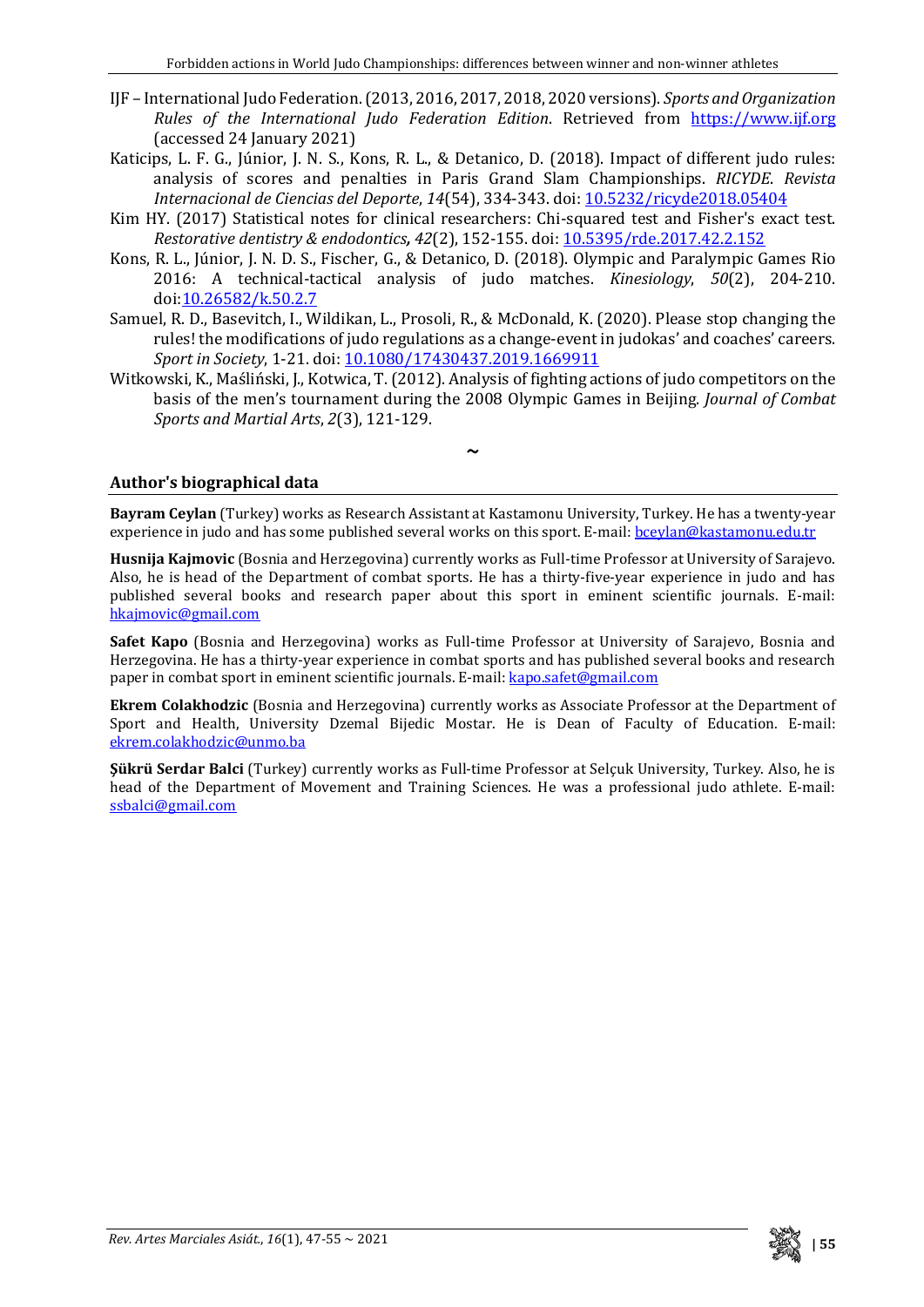IJF – International Judo Federation. (2013, 2016, 2017, 2018, 2020 versions). *Sports and Organization Rules of the International Judo Federation Edition*. Retrieved from https://www.ijf.org (accessed 24 January 2021)

Katicips, L. F. G., Júnior, J. N. S., Kons, R. L., & Detanico, D. (2018). Impact of different judo rules: analysis of scores and penalties in Paris Grand Slam Championships. *RICYDE. Revista Internacional de Ciencias del Deporte*, *14*(54), 334-343. doi: 10.5232/ricyde2018.05404

Kim HY. (2017) Statistical notes for clinical researchers: Chi-squared test and Fisher's exact test. *Restorative dentistry & endodontics, 42*(2), 152-155. doi: 10.5395/rde.2017.42.2.152

Kons, R. L., Júnior, J. N. D. S., Fischer, G., & Detanico, D. (2018). Olympic and Paralympic Games Rio 2016: A technical-tactical analysis of judo matches. *Kinesiology*, *50*(2), 204-210. doi:10.26582/k.50.2.7

Samuel, R. D., Basevitch, I., Wildikan, L., Prosoli, R., & McDonald, K. (2020). Please stop changing the rules! the modifications of judo regulations as a change-event in judokas' and coaches' careers. *Sport in Society*, 1-21. doi: 10.1080/17430437.2019.1669911

Witkowski, K., Maśliński, J., Kotwica, T. (2012). Analysis of fighting actions of judo competitors on the basis of the men's tournament during the 2008 Olympic Games in Beijing. *Journal of Combat Sports and Martial Arts*, *2*(3), 121-129.

~

## Author's biographical data

**Bayram Ceylan** (Turkey) works as Research Assistant at Kastamonu University, Turkey. He has a twenty-year experience in judo and has some published several works on this sport. E-mail: bceylan@kastamonu.edu.tr

**Husnija Kajmovic** (Bosnia and Herzegovina) currently works as Full-time Professor at University of Sarajevo. Also, he is head of the Department of combat sports. He has a thirty-five-year experience in judo and has published several books and research paper about this sport in eminent scientific journals. E-mail: hkajmovic@gmail.com

**Safet Kapo** (Bosnia and Herzegovina) works as Full-time Professor at University of Sarajevo, Bosnia and Herzegovina. He has a thirty-year experience in combat sports and has published several books and research paper in combat sport in eminent scientific journals. E-mail: kapo.safet@gmail.com

**Ekrem Colakhodzic** (Bosnia and Herzegovina) currently works as Associate Professor at the Department of Sport and Health, University Dzemal Bijedic Mostar. He is Dean of Faculty of Education. E-mail: ekrem.colakhodzic@unmo.ba

**Şükrü Serdar Balci** (Turkey) currently works as Full-time Professor at Selçuk University, Turkey. Also, he is head of the Department of Movement and Training Sciences. He was a professional judo athlete. E-mail: ssbalci@gmail.com